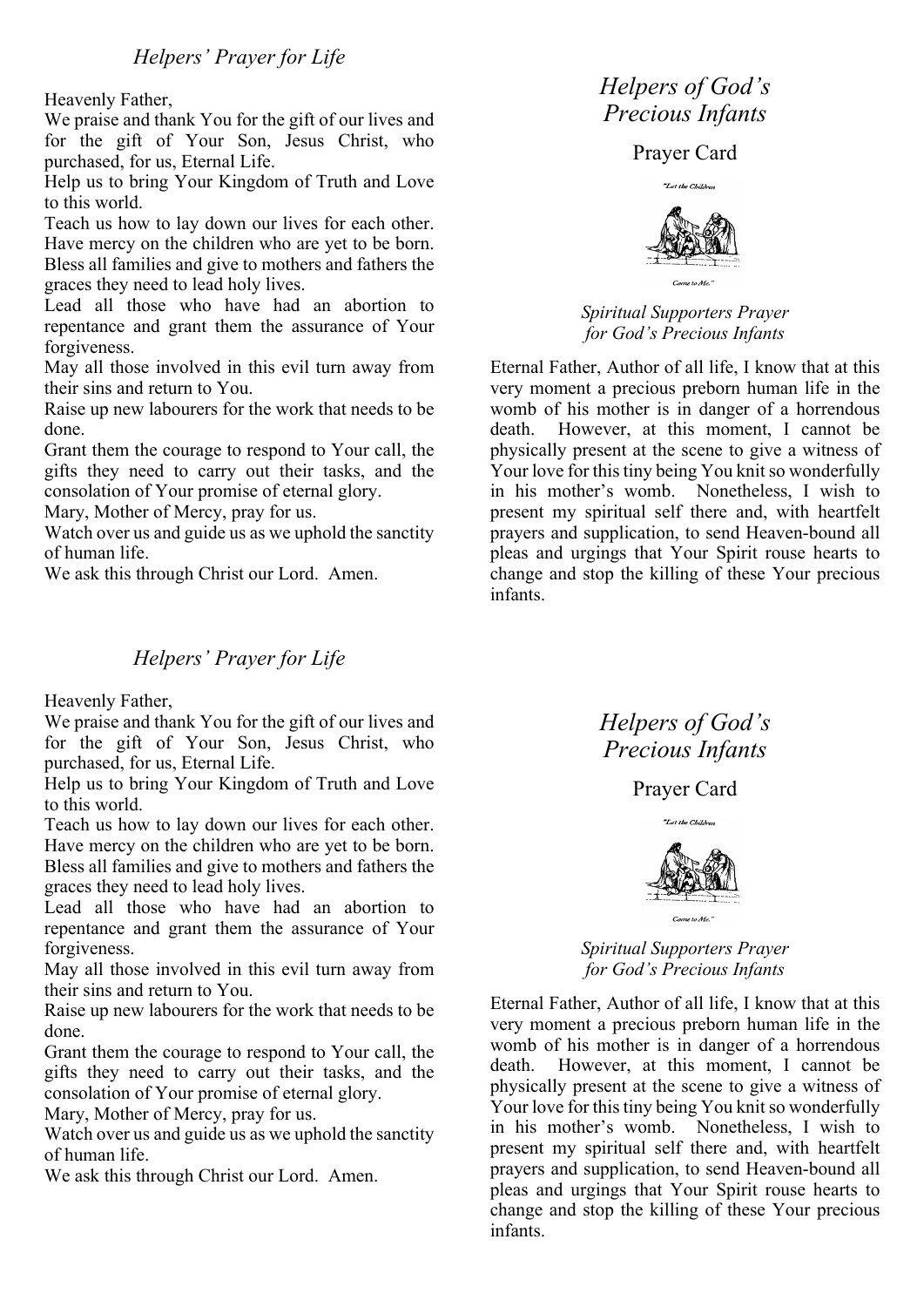## *Helpers' Prayer for Life*

Heavenly Father,
We praise and thank You for the gift of our lives and for the gift of Your Son, Jesus Christ, who purchased, for us, Eternal Life.
Help us to bring Your Kingdom of Truth and Love to this world.
Teach us how to lay down our lives for each other.
Have mercy on the children who are yet to be born.
Bless all families and give to mothers and fathers the graces they need to lead holy lives.
Lead all those who have had an abortion to repentance and grant them the assurance of Your forgiveness.
May all those involved in this evil turn away from their sins and return to You.
Raise up new labourers for the work that needs to be done.
Grant them the courage to respond to Your call, the gifts they need to carry out their tasks, and the consolation of Your promise of eternal glory.
Mary, Mother of Mercy, pray for us.
Watch over us and guide us as we uphold the sanctity of human life.
We ask this through Christ our Lord. Amen.

# *Helpers of God's Precious Infants*

Prayer Card

"Let the Children Come to Me."

*Spiritual Supporters Prayer for God's Precious Infants*

Eternal Father, Author of all life, I know that at this very moment a precious preborn human life in the womb of his mother is in danger of a horrendous death. However, at this moment, I cannot be physically present at the scene to give a witness of Your love for this tiny being You knit so wonderfully in his mother's womb. Nonetheless, I wish to present my spiritual self there and, with heartfelt prayers and supplication, to send Heaven-bound all pleas and urgings that Your Spirit rouse hearts to change and stop the killing of these Your precious infants.

## *Helpers' Prayer for Life*

Heavenly Father,
We praise and thank You for the gift of our lives and for the gift of Your Son, Jesus Christ, who purchased, for us, Eternal Life.
Help us to bring Your Kingdom of Truth and Love to this world.
Teach us how to lay down our lives for each other.
Have mercy on the children who are yet to be born.
Bless all families and give to mothers and fathers the graces they need to lead holy lives.
Lead all those who have had an abortion to repentance and grant them the assurance of Your forgiveness.
May all those involved in this evil turn away from their sins and return to You.
Raise up new labourers for the work that needs to be done.
Grant them the courage to respond to Your call, the gifts they need to carry out their tasks, and the consolation of Your promise of eternal glory.
Mary, Mother of Mercy, pray for us.
Watch over us and guide us as we uphold the sanctity of human life.
We ask this through Christ our Lord. Amen.

# *Helpers of God's Precious Infants*

Prayer Card

"Let the Children Come to Me."

*Spiritual Supporters Prayer for God's Precious Infants*

Eternal Father, Author of all life, I know that at this very moment a precious preborn human life in the womb of his mother is in danger of a horrendous death. However, at this moment, I cannot be physically present at the scene to give a witness of Your love for this tiny being You knit so wonderfully in his mother's womb. Nonetheless, I wish to present my spiritual self there and, with heartfelt prayers and supplication, to send Heaven-bound all pleas and urgings that Your Spirit rouse hearts to change and stop the killing of these Your precious infants.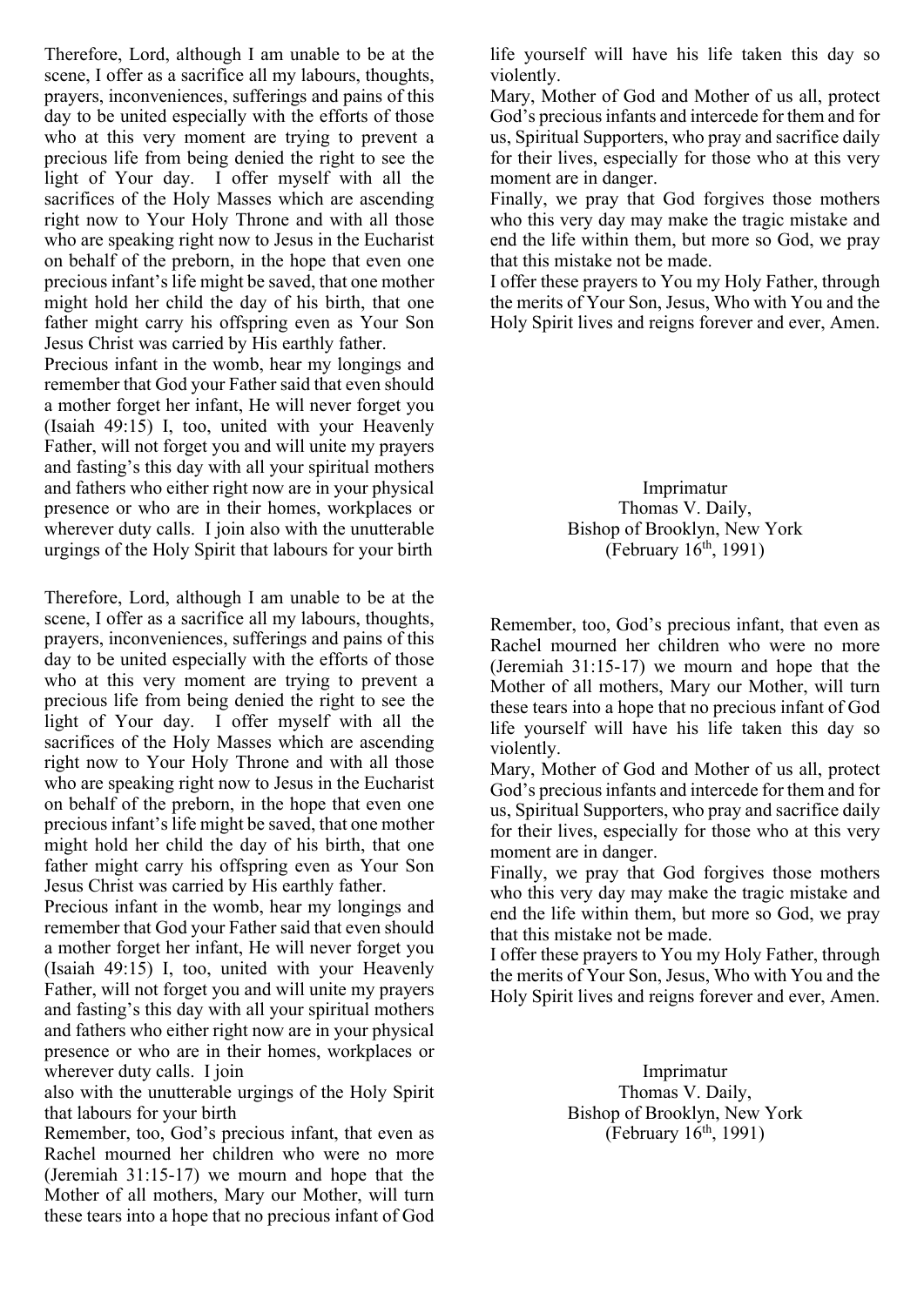Therefore, Lord, although I am unable to be at the scene, I offer as a sacrifice all my labours, thoughts, prayers, inconveniences, sufferings and pains of this day to be united especially with the efforts of those who at this very moment are trying to prevent a precious life from being denied the right to see the light of Your day. I offer myself with all the sacrifices of the Holy Masses which are ascending right now to Your Holy Throne and with all those who are speaking right now to Jesus in the Eucharist on behalf of the preborn, in the hope that even one precious infant's life might be saved, that one mother might hold her child the day of his birth, that one father might carry his offspring even as Your Son Jesus Christ was carried by His earthly father.

Precious infant in the womb, hear my longings and remember that God your Father said that even should a mother forget her infant, He will never forget you (Isaiah 49:15) I, too, united with your Heavenly Father, will not forget you and will unite my prayers and fasting's this day with all your spiritual mothers and fathers who either right now are in your physical presence or who are in their homes, workplaces or wherever duty calls. I join also with the unutterable urgings of the Holy Spirit that labours for your birth

life yourself will have his life taken this day so violently.

Mary, Mother of God and Mother of us all, protect God's precious infants and intercede for them and for us, Spiritual Supporters, who pray and sacrifice daily for their lives, especially for those who at this very moment are in danger.

Finally, we pray that God forgives those mothers who this very day may make the tragic mistake and end the life within them, but more so God, we pray that this mistake not be made.

I offer these prayers to You my Holy Father, through the merits of Your Son, Jesus, Who with You and the Holy Spirit lives and reigns forever and ever, Amen.

Imprimatur
Thomas V. Daily,
Bishop of Brooklyn, New York
(February 16th, 1991)

Therefore, Lord, although I am unable to be at the scene, I offer as a sacrifice all my labours, thoughts, prayers, inconveniences, sufferings and pains of this day to be united especially with the efforts of those who at this very moment are trying to prevent a precious life from being denied the right to see the light of Your day. I offer myself with all the sacrifices of the Holy Masses which are ascending right now to Your Holy Throne and with all those who are speaking right now to Jesus in the Eucharist on behalf of the preborn, in the hope that even one precious infant's life might be saved, that one mother might hold her child the day of his birth, that one father might carry his offspring even as Your Son Jesus Christ was carried by His earthly father.

Precious infant in the womb, hear my longings and remember that God your Father said that even should a mother forget her infant, He will never forget you (Isaiah 49:15) I, too, united with your Heavenly Father, will not forget you and will unite my prayers and fasting's this day with all your spiritual mothers and fathers who either right now are in your physical presence or who are in their homes, workplaces or wherever duty calls. I join

also with the unutterable urgings of the Holy Spirit that labours for your birth

Remember, too, God's precious infant, that even as Rachel mourned her children who were no more (Jeremiah 31:15-17) we mourn and hope that the Mother of all mothers, Mary our Mother, will turn these tears into a hope that no precious infant of God life yourself will have his life taken this day so violently.

Mary, Mother of God and Mother of us all, protect God's precious infants and intercede for them and for us, Spiritual Supporters, who pray and sacrifice daily for their lives, especially for those who at this very moment are in danger.

Finally, we pray that God forgives those mothers who this very day may make the tragic mistake and end the life within them, but more so God, we pray that this mistake not be made.

I offer these prayers to You my Holy Father, through the merits of Your Son, Jesus, Who with You and the Holy Spirit lives and reigns forever and ever, Amen.

Imprimatur
Thomas V. Daily,
Bishop of Brooklyn, New York
(February 16th, 1991)